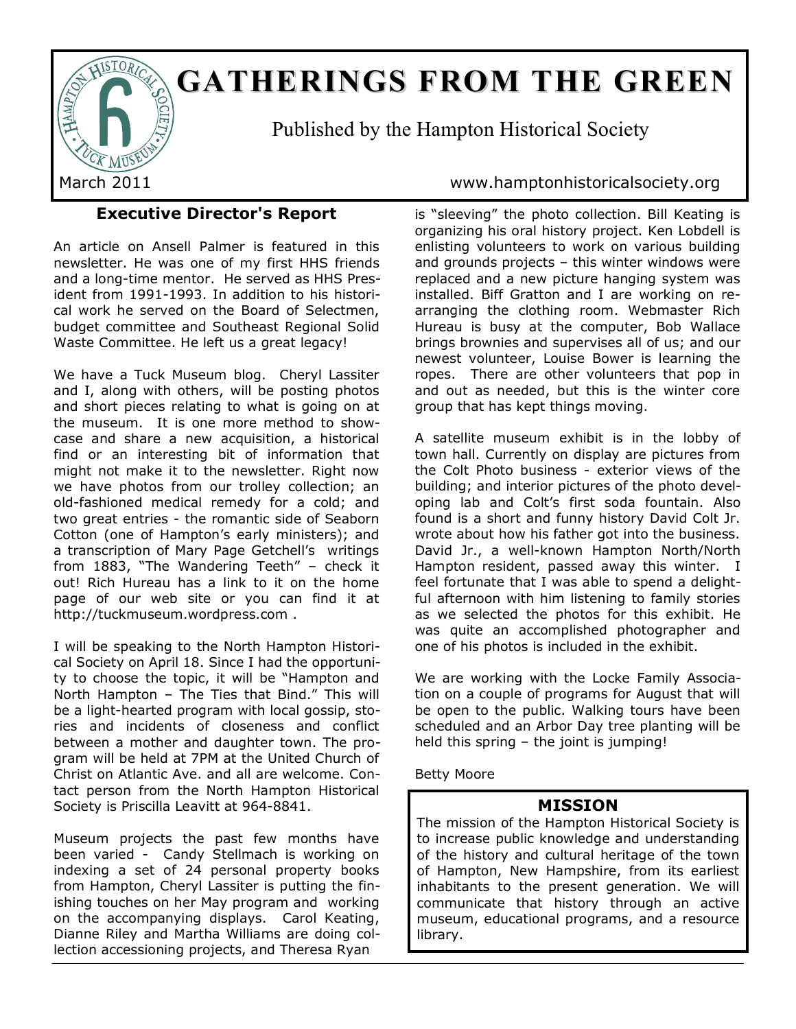# GATHERINGS FROM THE GREEN

Published by the Hampton Historical Society

March 2011 www.hamptonhistoricalsociety.org

## Executive Director's Report

An article on Ansell Palmer is featured in this newsletter. He was one of my first HHS friends and a long-time mentor. He served as HHS President from 1991-1993. In addition to his historical work he served on the Board of Selectmen, budget committee and Southeast Regional Solid Waste Committee. He left us a great legacy!

We have a Tuck Museum blog. Cheryl Lassiter and I, along with others, will be posting photos and short pieces relating to what is going on at the museum. It is one more method to showcase and share a new acquisition, a historical find or an interesting bit of information that might not make it to the newsletter. Right now we have photos from our trolley collection; an old-fashioned medical remedy for a cold; and two great entries - the romantic side of Seaborn Cotton (one of Hampton's early ministers); and a transcription of Mary Page Getchell's writings from 1883, "The Wandering Teeth" – check it out! Rich Hureau has a link to it on the home page of our web site or you can find it at http://tuckmuseum.wordpress.com .

I will be speaking to the North Hampton Historical Society on April 18. Since I had the opportunity to choose the topic, it will be "Hampton and North Hampton – The Ties that Bind." This will be a light-hearted program with local gossip, stories and incidents of closeness and conflict between a mother and daughter town. The program will be held at 7PM at the United Church of Christ on Atlantic Ave. and all are welcome. Contact person from the North Hampton Historical Society is Priscilla Leavitt at 964-8841.

Museum projects the past few months have been varied - Candy Stellmach is working on indexing a set of 24 personal property books from Hampton, Cheryl Lassiter is putting the finishing touches on her May program and working on the accompanying displays. Carol Keating, Dianne Riley and Martha Williams are doing collection accessioning projects, and Theresa Ryan is "sleeving" the photo collection. Bill Keating is organizing his oral history project. Ken Lobdell is enlisting volunteers to work on various building and grounds projects – this winter windows were replaced and a new picture hanging system was installed. Biff Gratton and I are working on rearranging the clothing room. Webmaster Rich Hureau is busy at the computer, Bob Wallace brings brownies and supervises all of us; and our newest volunteer, Louise Bower is learning the ropes. There are other volunteers that pop in and out as needed, but this is the winter core group that has kept things moving.

A satellite museum exhibit is in the lobby of town hall. Currently on display are pictures from the Colt Photo business - exterior views of the building; and interior pictures of the photo developing lab and Colt's first soda fountain. Also found is a short and funny history David Colt Jr. wrote about how his father got into the business. David Jr., a well-known Hampton North/North Hampton resident, passed away this winter. I feel fortunate that I was able to spend a delightful afternoon with him listening to family stories as we selected the photos for this exhibit. He was quite an accomplished photographer and one of his photos is included in the exhibit.

We are working with the Locke Family Association on a couple of programs for August that will be open to the public. Walking tours have been scheduled and an Arbor Day tree planting will be held this spring – the joint is jumping!

Betty Moore

### MISSION

The mission of the Hampton Historical Society is to increase public knowledge and understanding of the history and cultural heritage of the town of Hampton, New Hampshire, from its earliest inhabitants to the present generation. We will communicate that history through an active museum, educational programs, and a resource library.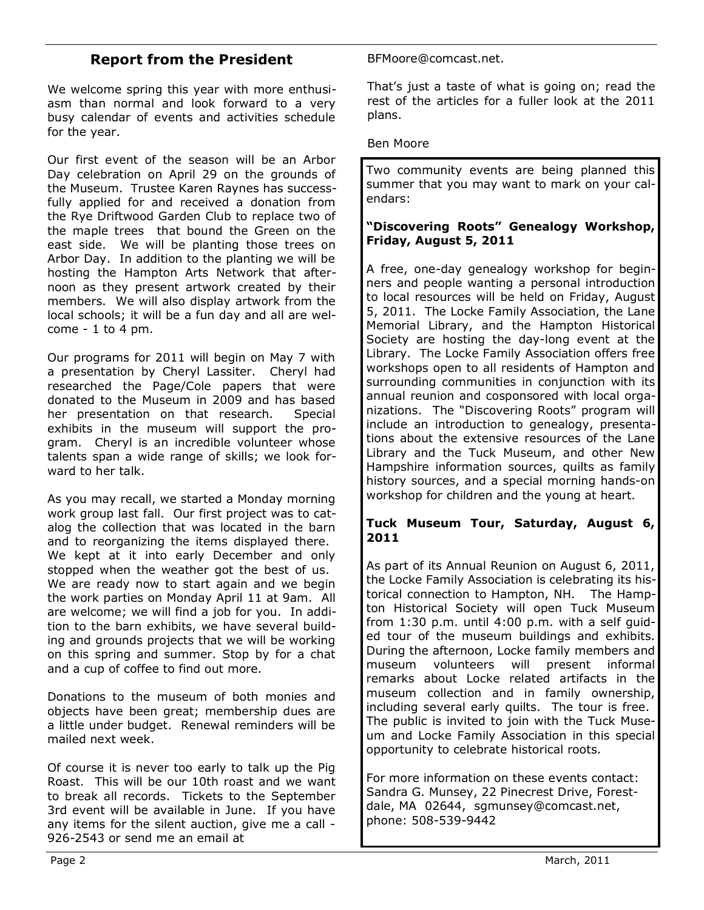## Report from the President

We welcome spring this year with more enthusiasm than normal and look forward to a very busy calendar of events and activities schedule for the year.

Our first event of the season will be an Arbor Day celebration on April 29 on the grounds of the Museum. Trustee Karen Raynes has successfully applied for and received a donation from the Rye Driftwood Garden Club to replace two of the maple trees that bound the Green on the east side. We will be planting those trees on Arbor Day. In addition to the planting we will be hosting the Hampton Arts Network that afternoon as they present artwork created by their members. We will also display artwork from the local schools; it will be a fun day and all are welcome - 1 to 4 pm.

Our programs for 2011 will begin on May 7 with a presentation by Cheryl Lassiter. Cheryl had researched the Page/Cole papers that were donated to the Museum in 2009 and has based her presentation on that research. Special exhibits in the museum will support the program. Cheryl is an incredible volunteer whose talents span a wide range of skills; we look forward to her talk.

As you may recall, we started a Monday morning work group last fall. Our first project was to catalog the collection that was located in the barn and to reorganizing the items displayed there. We kept at it into early December and only stopped when the weather got the best of us. We are ready now to start again and we begin the work parties on Monday April 11 at 9am. All are welcome; we will find a job for you. In addition to the barn exhibits, we have several building and grounds projects that we will be working on this spring and summer. Stop by for a chat and a cup of coffee to find out more.

Donations to the museum of both monies and objects have been great; membership dues are a little under budget. Renewal reminders will be mailed next week.

Of course it is never too early to talk up the Pig Roast. This will be our 10th roast and we want to break all records. Tickets to the September 3rd event will be available in June. If you have any items for the silent auction, give me a call - 926-2543 or send me an email at BFMoore@comcast.net.

That's just a taste of what is going on; read the rest of the articles for a fuller look at the 2011 plans.

Ben Moore

---

Two community events are being planned this summer that you may want to mark on your calendars:

**"Discovering Roots" Genealogy Workshop, Friday, August 5, 2011**

A free, one-day genealogy workshop for beginners and people wanting a personal introduction to local resources will be held on Friday, August 5, 2011. The Locke Family Association, the Lane Memorial Library, and the Hampton Historical Society are hosting the day-long event at the Library. The Locke Family Association offers free workshops open to all residents of Hampton and surrounding communities in conjunction with its annual reunion and cosponsored with local organizations. The "Discovering Roots" program will include an introduction to genealogy, presentations about the extensive resources of the Lane Library and the Tuck Museum, and other New Hampshire information sources, quilts as family history sources, and a special morning hands-on workshop for children and the young at heart.

**Tuck Museum Tour, Saturday, August 6, 2011**

As part of its Annual Reunion on August 6, 2011, the Locke Family Association is celebrating its historical connection to Hampton, NH. The Hampton Historical Society will open Tuck Museum from 1:30 p.m. until 4:00 p.m. with a self guided tour of the museum buildings and exhibits. During the afternoon, Locke family members and museum volunteers will present informal remarks about Locke related artifacts in the museum collection and in family ownership, including several early quilts. The tour is free. The public is invited to join with the Tuck Museum and Locke Family Association in this special opportunity to celebrate historical roots.

For more information on these events contact: Sandra G. Munsey, 22 Pinecrest Drive, Forestdale, MA 02644, sgmunsey@comcast.net, phone: 508-539-9442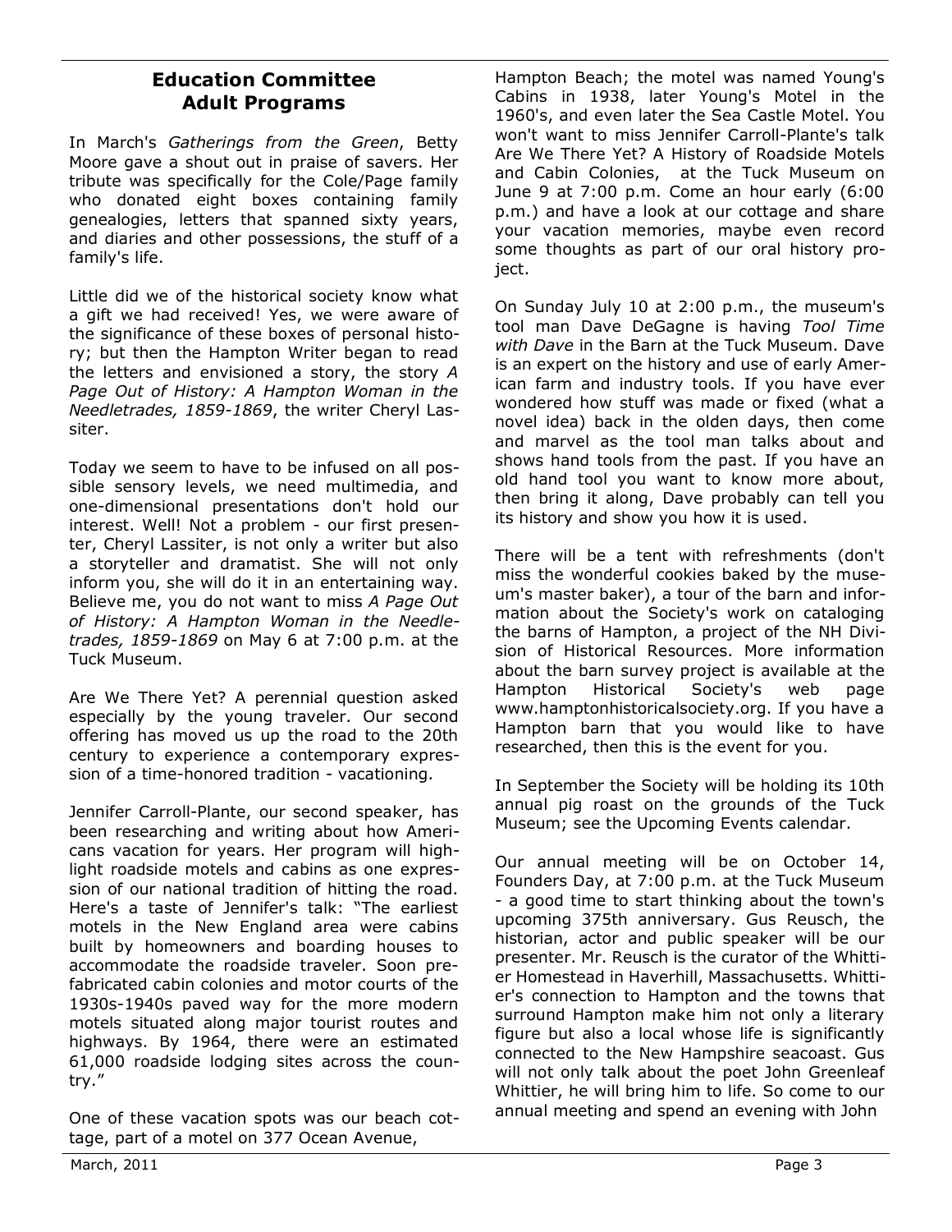## Education Committee
## Adult Programs

In March's *Gatherings from the Green*, Betty Moore gave a shout out in praise of savers. Her tribute was specifically for the Cole/Page family who donated eight boxes containing family genealogies, letters that spanned sixty years, and diaries and other possessions, the stuff of a family's life.

Little did we of the historical society know what a gift we had received! Yes, we were aware of the significance of these boxes of personal history; but then the Hampton Writer began to read the letters and envisioned a story, the story *A Page Out of History: A Hampton Woman in the Needletrades, 1859-1869*, the writer Cheryl Lassiter.

Today we seem to have to be infused on all possible sensory levels, we need multimedia, and one-dimensional presentations don't hold our interest. Well! Not a problem - our first presenter, Cheryl Lassiter, is not only a writer but also a storyteller and dramatist. She will not only inform you, she will do it in an entertaining way. Believe me, you do not want to miss *A Page Out of History: A Hampton Woman in the Needletrades, 1859-1869* on May 6 at 7:00 p.m. at the Tuck Museum.

Are We There Yet? A perennial question asked especially by the young traveler. Our second offering has moved us up the road to the 20th century to experience a contemporary expression of a time-honored tradition - vacationing.

Jennifer Carroll-Plante, our second speaker, has been researching and writing about how Americans vacation for years. Her program will highlight roadside motels and cabins as one expression of our national tradition of hitting the road. Here's a taste of Jennifer's talk: "The earliest motels in the New England area were cabins built by homeowners and boarding houses to accommodate the roadside traveler. Soon prefabricated cabin colonies and motor courts of the 1930s-1940s paved way for the more modern motels situated along major tourist routes and highways. By 1964, there were an estimated 61,000 roadside lodging sites across the country."

One of these vacation spots was our beach cottage, part of a motel on 377 Ocean Avenue, Hampton Beach; the motel was named Young's Cabins in 1938, later Young's Motel in the 1960's, and even later the Sea Castle Motel. You won't want to miss Jennifer Carroll-Plante's talk Are We There Yet? A History of Roadside Motels and Cabin Colonies, at the Tuck Museum on June 9 at 7:00 p.m. Come an hour early (6:00 p.m.) and have a look at our cottage and share your vacation memories, maybe even record some thoughts as part of our oral history project.

On Sunday July 10 at 2:00 p.m., the museum's tool man Dave DeGagne is having *Tool Time with Dave* in the Barn at the Tuck Museum. Dave is an expert on the history and use of early American farm and industry tools. If you have ever wondered how stuff was made or fixed (what a novel idea) back in the olden days, then come and marvel as the tool man talks about and shows hand tools from the past. If you have an old hand tool you want to know more about, then bring it along, Dave probably can tell you its history and show you how it is used.

There will be a tent with refreshments (don't miss the wonderful cookies baked by the museum's master baker), a tour of the barn and information about the Society's work on cataloging the barns of Hampton, a project of the NH Division of Historical Resources. More information about the barn survey project is available at the Hampton Historical Society's web page www.hamptonhistoricalsociety.org. If you have a Hampton barn that you would like to have researched, then this is the event for you.

In September the Society will be holding its 10th annual pig roast on the grounds of the Tuck Museum; see the Upcoming Events calendar.

Our annual meeting will be on October 14, Founders Day, at 7:00 p.m. at the Tuck Museum - a good time to start thinking about the town's upcoming 375th anniversary. Gus Reusch, the historian, actor and public speaker will be our presenter. Mr. Reusch is the curator of the Whittier Homestead in Haverhill, Massachusetts. Whittier's connection to Hampton and the towns that surround Hampton make him not only a literary figure but also a local whose life is significantly connected to the New Hampshire seacoast. Gus will not only talk about the poet John Greenleaf Whittier, he will bring him to life. So come to our annual meeting and spend an evening with John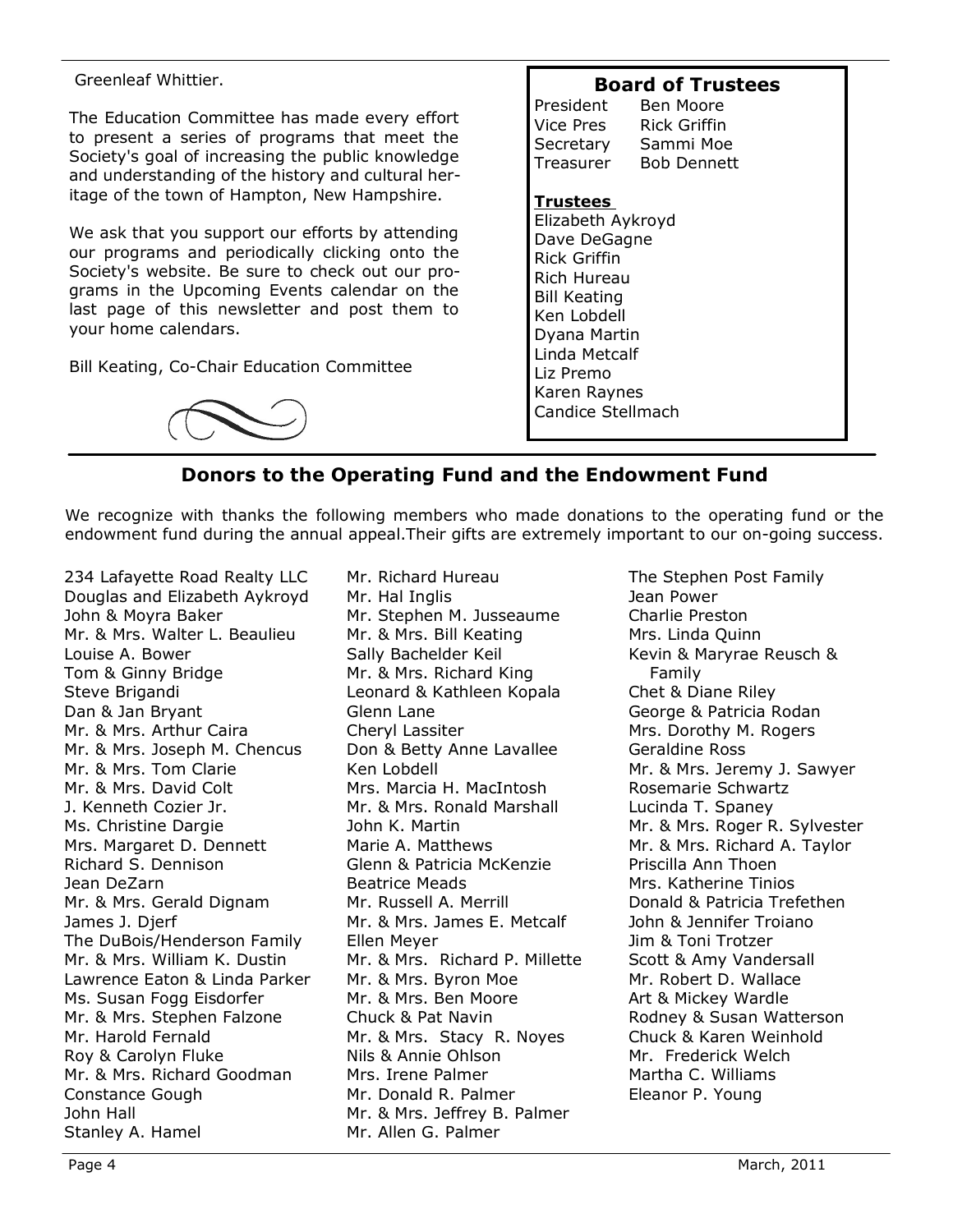Greenleaf Whittier.

The Education Committee has made every effort to present a series of programs that meet the Society's goal of increasing the public knowledge and understanding of the history and cultural heritage of the town of Hampton, New Hampshire.

We ask that you support our efforts by attending our programs and periodically clicking onto the Society's website. Be sure to check out our programs in the Upcoming Events calendar on the last page of this newsletter and post them to your home calendars.

Bill Keating, Co-Chair Education Committee

## Board of Trustees

| | |
|---|---|
| President | Ben Moore |
| Vice Pres | Rick Griffin |
| Secretary | Sammi Moe |
| Treasurer | Bob Dennett |

**Trustees**

Elizabeth Aykroyd
Dave DeGagne
Rick Griffin
Rich Hureau
Bill Keating
Ken Lobdell
Dyana Martin
Linda Metcalf
Liz Premo
Karen Raynes
Candice Stellmach

## Donors to the Operating Fund and the Endowment Fund

We recognize with thanks the following members who made donations to the operating fund or the endowment fund during the annual appeal.Their gifts are extremely important to our on-going success.

234 Lafayette Road Realty LLC
Douglas and Elizabeth Aykroyd
John & Moyra Baker
Mr. & Mrs. Walter L. Beaulieu
Louise A. Bower
Tom & Ginny Bridge
Steve Brigandi
Dan & Jan Bryant
Mr. & Mrs. Arthur Caira
Mr. & Mrs. Joseph M. Chencus
Mr. & Mrs. Tom Clarie
Mr. & Mrs. David Colt
J. Kenneth Cozier Jr.
Ms. Christine Dargie
Mrs. Margaret D. Dennett
Richard S. Dennison
Jean DeZarn
Mr. & Mrs. Gerald Dignam
James J. Djerf
The DuBois/Henderson Family
Mr. & Mrs. William K. Dustin
Lawrence Eaton & Linda Parker
Ms. Susan Fogg Eisdorfer
Mr. & Mrs. Stephen Falzone
Mr. Harold Fernald
Roy & Carolyn Fluke
Mr. & Mrs. Richard Goodman
Constance Gough
John Hall
Stanley A. Hamel
Mr. Richard Hureau
Mr. Hal Inglis
Mr. Stephen M. Jusseaume
Mr. & Mrs. Bill Keating
Sally Bachelder Keil
Mr. & Mrs. Richard King
Leonard & Kathleen Kopala
Glenn Lane
Cheryl Lassiter
Don & Betty Anne Lavallee
Ken Lobdell
Mrs. Marcia H. MacIntosh
Mr. & Mrs. Ronald Marshall
John K. Martin
Marie A. Matthews
Glenn & Patricia McKenzie
Beatrice Meads
Mr. Russell A. Merrill
Mr. & Mrs. James E. Metcalf
Ellen Meyer
Mr. & Mrs. Richard P. Millette
Mr. & Mrs. Byron Moe
Mr. & Mrs. Ben Moore
Chuck & Pat Navin
Mr. & Mrs. Stacy R. Noyes
Nils & Annie Ohlson
Mrs. Irene Palmer
Mr. Donald R. Palmer
Mr. & Mrs. Jeffrey B. Palmer
Mr. Allen G. Palmer
The Stephen Post Family
Jean Power
Charlie Preston
Mrs. Linda Quinn
Kevin & Maryrae Reusch & Family
Chet & Diane Riley
George & Patricia Rodan
Mrs. Dorothy M. Rogers
Geraldine Ross
Mr. & Mrs. Jeremy J. Sawyer
Rosemarie Schwartz
Lucinda T. Spaney
Mr. & Mrs. Roger R. Sylvester
Mr. & Mrs. Richard A. Taylor
Priscilla Ann Thoen
Mrs. Katherine Tinios
Donald & Patricia Trefethen
John & Jennifer Troiano
Jim & Toni Trotzer
Scott & Amy Vandersall
Mr. Robert D. Wallace
Art & Mickey Wardle
Rodney & Susan Watterson
Chuck & Karen Weinhold
Mr. Frederick Welch
Martha C. Williams
Eleanor P. Young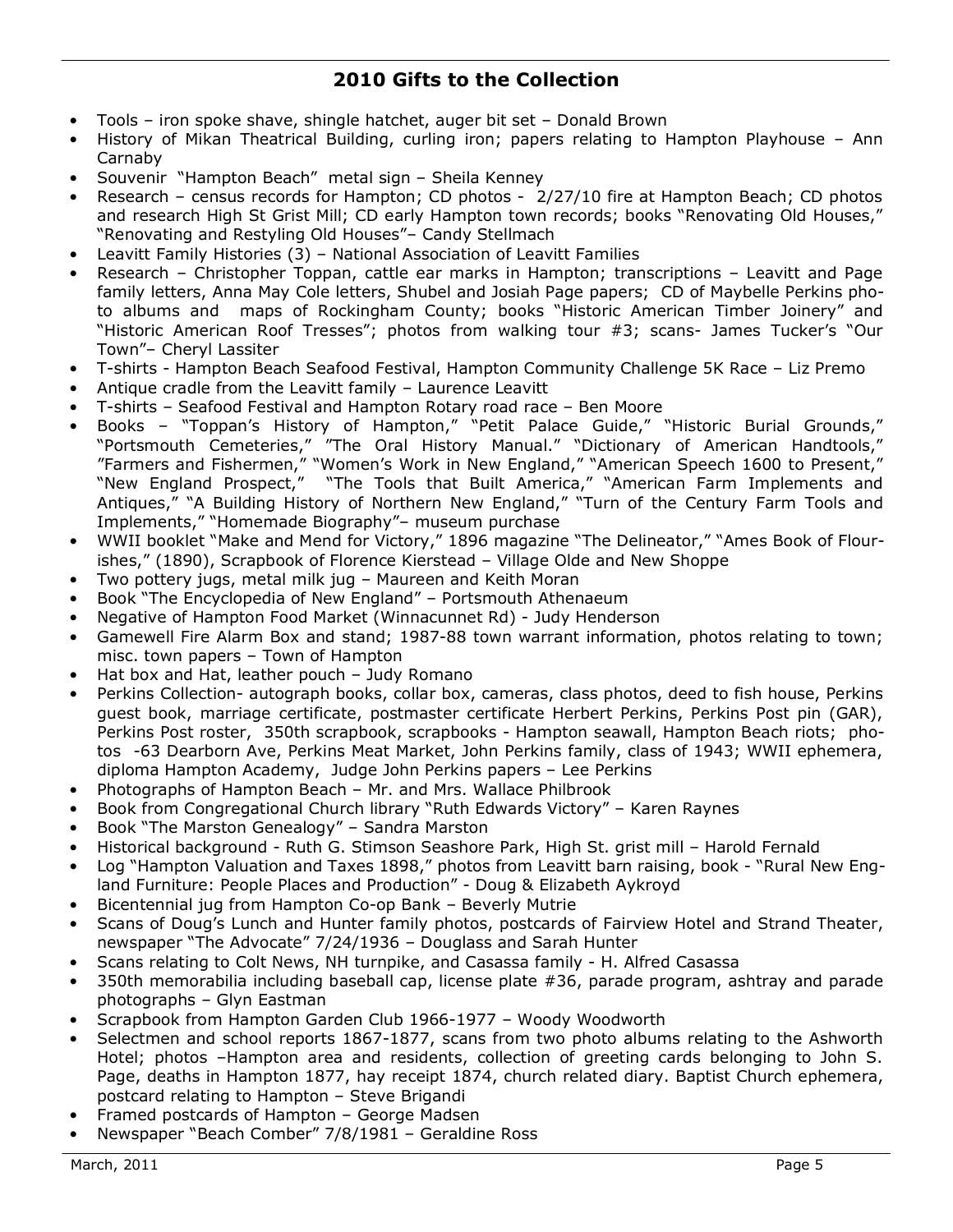## 2010 Gifts to the Collection

- Tools – iron spoke shave, shingle hatchet, auger bit set – Donald Brown
- History of Mikan Theatrical Building, curling iron; papers relating to Hampton Playhouse – Ann Carnaby
- Souvenir "Hampton Beach" metal sign – Sheila Kenney
- Research – census records for Hampton; CD photos - 2/27/10 fire at Hampton Beach; CD photos and research High St Grist Mill; CD early Hampton town records; books "Renovating Old Houses," "Renovating and Restyling Old Houses"– Candy Stellmach
- Leavitt Family Histories (3) – National Association of Leavitt Families
- Research – Christopher Toppan, cattle ear marks in Hampton; transcriptions – Leavitt and Page family letters, Anna May Cole letters, Shubel and Josiah Page papers; CD of Maybelle Perkins photo albums and maps of Rockingham County; books "Historic American Timber Joinery" and "Historic American Roof Tresses"; photos from walking tour #3; scans- James Tucker's "Our Town"– Cheryl Lassiter
- T-shirts - Hampton Beach Seafood Festival, Hampton Community Challenge 5K Race – Liz Premo
- Antique cradle from the Leavitt family – Laurence Leavitt
- T-shirts – Seafood Festival and Hampton Rotary road race – Ben Moore
- Books – "Toppan's History of Hampton," "Petit Palace Guide," "Historic Burial Grounds," "Portsmouth Cemeteries," "The Oral History Manual." "Dictionary of American Handtools," "Farmers and Fishermen," "Women's Work in New England," "American Speech 1600 to Present," "New England Prospect," "The Tools that Built America," "American Farm Implements and Antiques," "A Building History of Northern New England," "Turn of the Century Farm Tools and Implements," "Homemade Biography"– museum purchase
- WWII booklet "Make and Mend for Victory," 1896 magazine "The Delineator," "Ames Book of Flourishes," (1890), Scrapbook of Florence Kierstead – Village Olde and New Shoppe
- Two pottery jugs, metal milk jug – Maureen and Keith Moran
- Book "The Encyclopedia of New England" – Portsmouth Athenaeum
- Negative of Hampton Food Market (Winnacunnet Rd) - Judy Henderson
- Gamewell Fire Alarm Box and stand; 1987-88 town warrant information, photos relating to town; misc. town papers – Town of Hampton
- Hat box and Hat, leather pouch – Judy Romano
- Perkins Collection- autograph books, collar box, cameras, class photos, deed to fish house, Perkins guest book, marriage certificate, postmaster certificate Herbert Perkins, Perkins Post pin (GAR), Perkins Post roster, 350th scrapbook, scrapbooks - Hampton seawall, Hampton Beach riots; photos -63 Dearborn Ave, Perkins Meat Market, John Perkins family, class of 1943; WWII ephemera, diploma Hampton Academy, Judge John Perkins papers – Lee Perkins
- Photographs of Hampton Beach – Mr. and Mrs. Wallace Philbrook
- Book from Congregational Church library "Ruth Edwards Victory" – Karen Raynes
- Book "The Marston Genealogy" – Sandra Marston
- Historical background - Ruth G. Stimson Seashore Park, High St. grist mill – Harold Fernald
- Log "Hampton Valuation and Taxes 1898," photos from Leavitt barn raising, book - "Rural New England Furniture: People Places and Production" - Doug & Elizabeth Aykroyd
- Bicentennial jug from Hampton Co-op Bank – Beverly Mutrie
- Scans of Doug's Lunch and Hunter family photos, postcards of Fairview Hotel and Strand Theater, newspaper "The Advocate" 7/24/1936 – Douglass and Sarah Hunter
- Scans relating to Colt News, NH turnpike, and Casassa family - H. Alfred Casassa
- 350th memorabilia including baseball cap, license plate #36, parade program, ashtray and parade photographs – Glyn Eastman
- Scrapbook from Hampton Garden Club 1966-1977 – Woody Woodworth
- Selectmen and school reports 1867-1877, scans from two photo albums relating to the Ashworth Hotel; photos –Hampton area and residents, collection of greeting cards belonging to John S. Page, deaths in Hampton 1877, hay receipt 1874, church related diary. Baptist Church ephemera, postcard relating to Hampton – Steve Brigandi
- Framed postcards of Hampton – George Madsen
- Newspaper "Beach Comber" 7/8/1981 – Geraldine Ross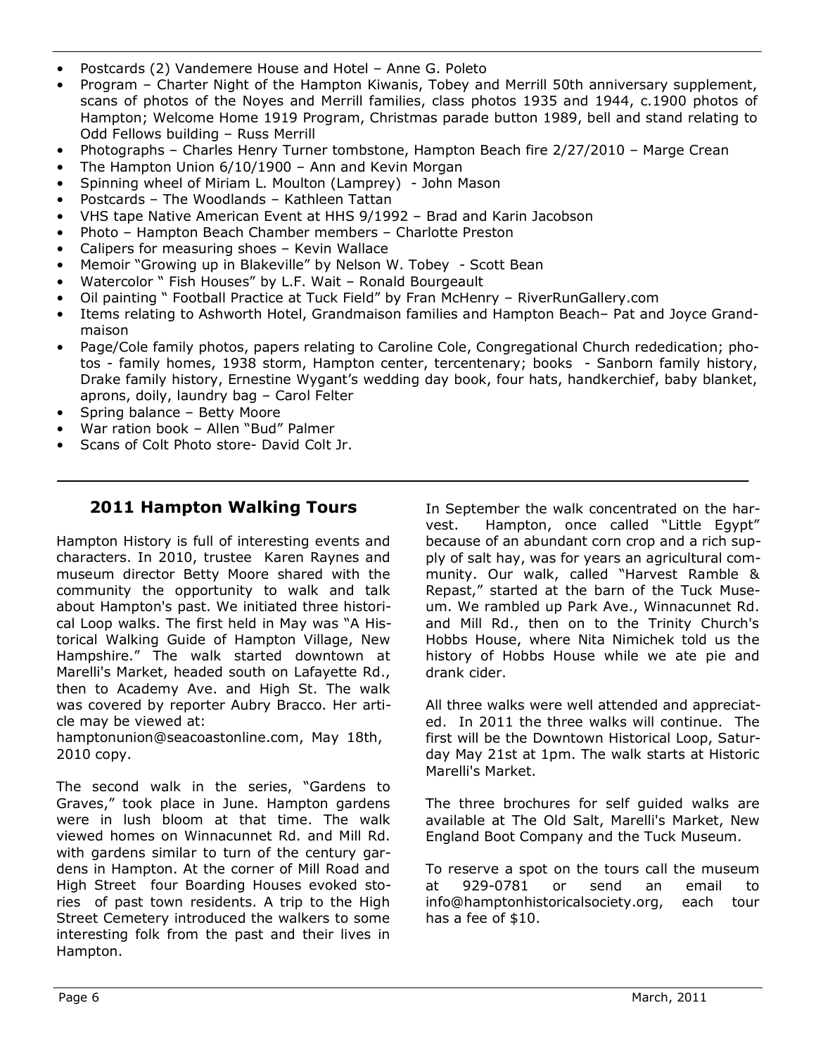- Postcards (2) Vandemere House and Hotel – Anne G. Poleto
- Program – Charter Night of the Hampton Kiwanis, Tobey and Merrill 50th anniversary supplement, scans of photos of the Noyes and Merrill families, class photos 1935 and 1944, c.1900 photos of Hampton; Welcome Home 1919 Program, Christmas parade button 1989, bell and stand relating to Odd Fellows building – Russ Merrill
- Photographs – Charles Henry Turner tombstone, Hampton Beach fire 2/27/2010 – Marge Crean
- The Hampton Union 6/10/1900 – Ann and Kevin Morgan
- Spinning wheel of Miriam L. Moulton (Lamprey) - John Mason
- Postcards – The Woodlands – Kathleen Tattan
- VHS tape Native American Event at HHS 9/1992 – Brad and Karin Jacobson
- Photo – Hampton Beach Chamber members – Charlotte Preston
- Calipers for measuring shoes – Kevin Wallace
- Memoir "Growing up in Blakeville" by Nelson W. Tobey - Scott Bean
- Watercolor " Fish Houses" by L.F. Wait – Ronald Bourgeault
- Oil painting " Football Practice at Tuck Field" by Fran McHenry – RiverRunGallery.com
- Items relating to Ashworth Hotel, Grandmaison families and Hampton Beach– Pat and Joyce Grandmaison
- Page/Cole family photos, papers relating to Caroline Cole, Congregational Church rededication; photos - family homes, 1938 storm, Hampton center, tercentenary; books - Sanborn family history, Drake family history, Ernestine Wygant's wedding day book, four hats, handkerchief, baby blanket, aprons, doily, laundry bag – Carol Felter
- Spring balance – Betty Moore
- War ration book – Allen "Bud" Palmer
- Scans of Colt Photo store- David Colt Jr.

## 2011 Hampton Walking Tours

Hampton History is full of interesting events and characters. In 2010, trustee Karen Raynes and museum director Betty Moore shared with the community the opportunity to walk and talk about Hampton's past. We initiated three historical Loop walks. The first held in May was "A Historical Walking Guide of Hampton Village, New Hampshire." The walk started downtown at Marelli's Market, headed south on Lafayette Rd., then to Academy Ave. and High St. The walk was covered by reporter Aubry Bracco. Her article may be viewed at:
hamptonunion@seacoastonline.com, May 18th, 2010 copy.

The second walk in the series, "Gardens to Graves," took place in June. Hampton gardens were in lush bloom at that time. The walk viewed homes on Winnacunnet Rd. and Mill Rd. with gardens similar to turn of the century gardens in Hampton. At the corner of Mill Road and High Street four Boarding Houses evoked stories of past town residents. A trip to the High Street Cemetery introduced the walkers to some interesting folk from the past and their lives in Hampton.

In September the walk concentrated on the harvest. Hampton, once called "Little Egypt" because of an abundant corn crop and a rich supply of salt hay, was for years an agricultural community. Our walk, called "Harvest Ramble & Repast," started at the barn of the Tuck Museum. We rambled up Park Ave., Winnacunnet Rd. and Mill Rd., then on to the Trinity Church's Hobbs House, where Nita Nimichek told us the history of Hobbs House while we ate pie and drank cider.

All three walks were well attended and appreciated. In 2011 the three walks will continue. The first will be the Downtown Historical Loop, Saturday May 21st at 1pm. The walk starts at Historic Marelli's Market.

The three brochures for self guided walks are available at The Old Salt, Marelli's Market, New England Boot Company and the Tuck Museum.

To reserve a spot on the tours call the museum at 929-0781 or send an email to info@hamptonhistoricalsociety.org, each tour has a fee of $10.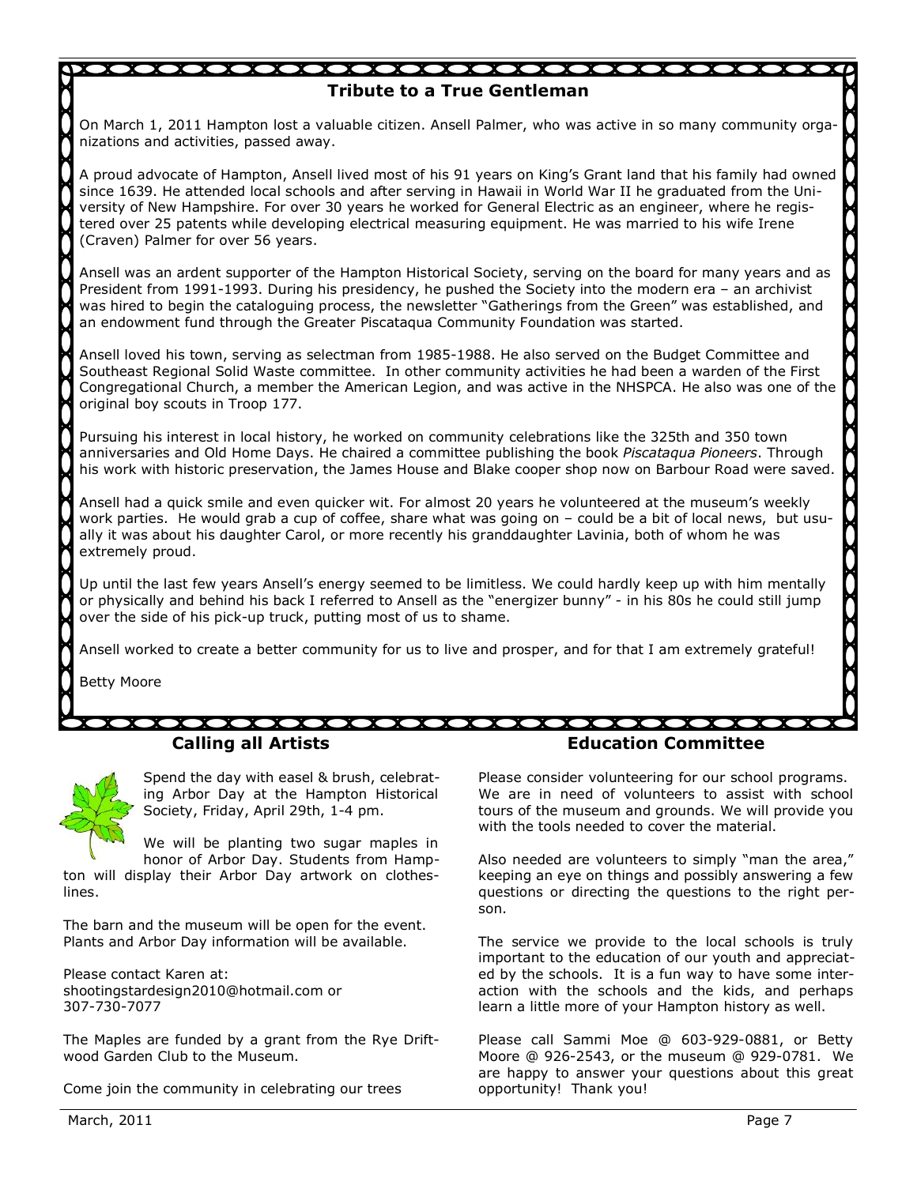## Tribute to a True Gentleman

On March 1, 2011 Hampton lost a valuable citizen. Ansell Palmer, who was active in so many community organizations and activities, passed away.

A proud advocate of Hampton, Ansell lived most of his 91 years on King's Grant land that his family had owned since 1639. He attended local schools and after serving in Hawaii in World War II he graduated from the University of New Hampshire. For over 30 years he worked for General Electric as an engineer, where he registered over 25 patents while developing electrical measuring equipment. He was married to his wife Irene (Craven) Palmer for over 56 years.

Ansell was an ardent supporter of the Hampton Historical Society, serving on the board for many years and as President from 1991-1993. During his presidency, he pushed the Society into the modern era – an archivist was hired to begin the cataloguing process, the newsletter "Gatherings from the Green" was established, and an endowment fund through the Greater Piscataqua Community Foundation was started.

Ansell loved his town, serving as selectman from 1985-1988. He also served on the Budget Committee and Southeast Regional Solid Waste committee. In other community activities he had been a warden of the First Congregational Church, a member the American Legion, and was active in the NHSPCA. He also was one of the original boy scouts in Troop 177.

Pursuing his interest in local history, he worked on community celebrations like the 325th and 350 town anniversaries and Old Home Days. He chaired a committee publishing the book *Piscataqua Pioneers*. Through his work with historic preservation, the James House and Blake cooper shop now on Barbour Road were saved.

Ansell had a quick smile and even quicker wit. For almost 20 years he volunteered at the museum's weekly work parties. He would grab a cup of coffee, share what was going on – could be a bit of local news, but usually it was about his daughter Carol, or more recently his granddaughter Lavinia, both of whom he was extremely proud.

Up until the last few years Ansell's energy seemed to be limitless. We could hardly keep up with him mentally or physically and behind his back I referred to Ansell as the "energizer bunny" - in his 80s he could still jump over the side of his pick-up truck, putting most of us to shame.

Ansell worked to create a better community for us to live and prosper, and for that I am extremely grateful!

Betty Moore

## Calling all Artists

Spend the day with easel & brush, celebrating Arbor Day at the Hampton Historical Society, Friday, April 29th, 1-4 pm.

We will be planting two sugar maples in honor of Arbor Day. Students from Hampton will display their Arbor Day artwork on clotheslines.

The barn and the museum will be open for the event. Plants and Arbor Day information will be available.

Please contact Karen at:
shootingstardesign2010@hotmail.com or
307-730-7077

The Maples are funded by a grant from the Rye Driftwood Garden Club to the Museum.

Come join the community in celebrating our trees

## Education Committee

Please consider volunteering for our school programs. We are in need of volunteers to assist with school tours of the museum and grounds. We will provide you with the tools needed to cover the material.

Also needed are volunteers to simply "man the area," keeping an eye on things and possibly answering a few questions or directing the questions to the right person.

The service we provide to the local schools is truly important to the education of our youth and appreciated by the schools. It is a fun way to have some interaction with the schools and the kids, and perhaps learn a little more of your Hampton history as well.

Please call Sammi Moe @ 603-929-0881, or Betty Moore @ 926-2543, or the museum @ 929-0781. We are happy to answer your questions about this great opportunity! Thank you!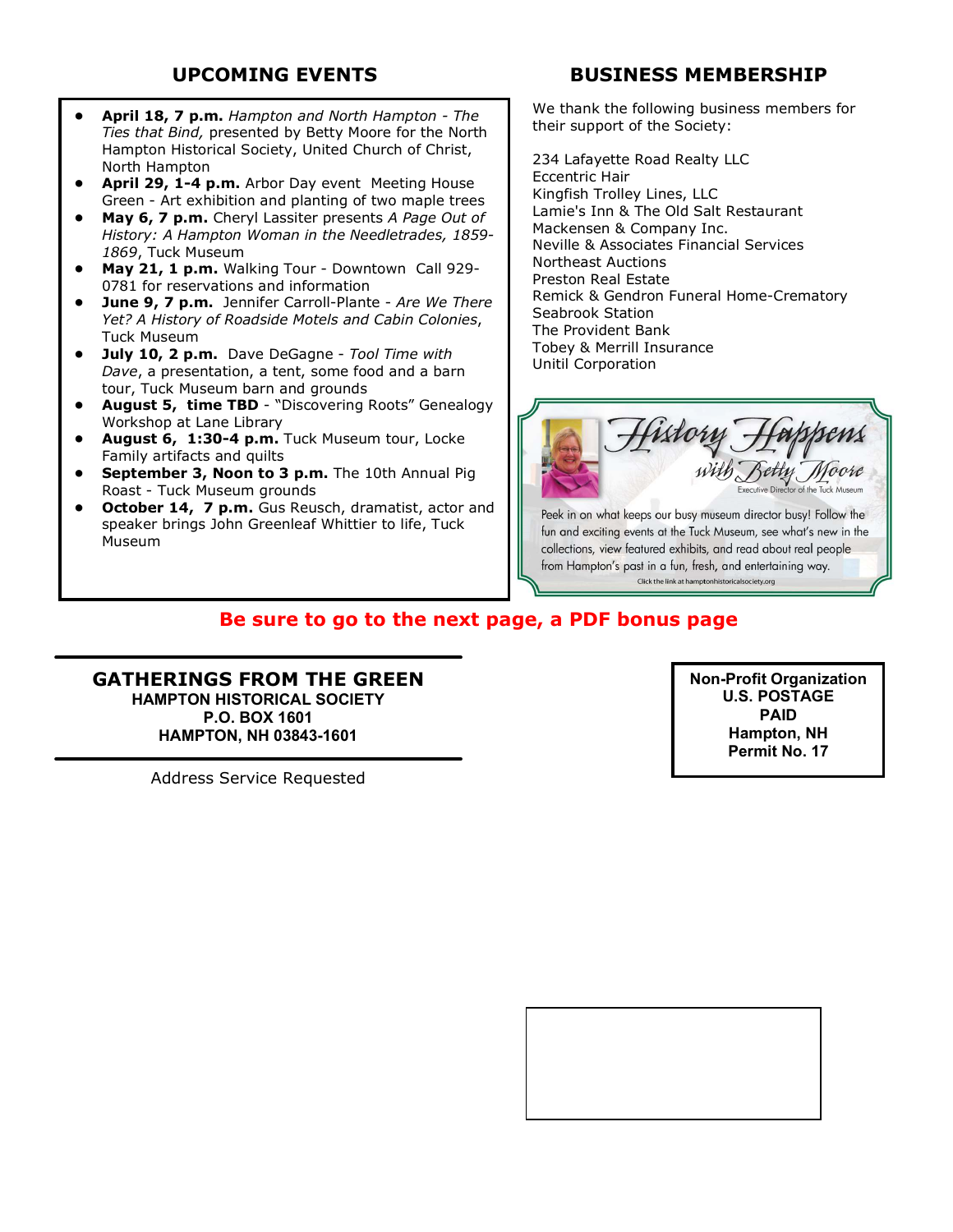## UPCOMING EVENTS

- **April 18, 7 p.m.** *Hampton and North Hampton - The Ties that Bind,* presented by Betty Moore for the North Hampton Historical Society, United Church of Christ, North Hampton
- **April 29, 1-4 p.m.** Arbor Day event Meeting House Green - Art exhibition and planting of two maple trees
- **May 6, 7 p.m.** Cheryl Lassiter presents *A Page Out of History: A Hampton Woman in the Needletrades, 1859-1869*, Tuck Museum
- **May 21, 1 p.m.** Walking Tour - Downtown Call 929-0781 for reservations and information
- **June 9, 7 p.m.** Jennifer Carroll-Plante - *Are We There Yet? A History of Roadside Motels and Cabin Colonies*, Tuck Museum
- **July 10, 2 p.m.** Dave DeGagne - *Tool Time with Dave*, a presentation, a tent, some food and a barn tour, Tuck Museum barn and grounds
- **August 5, time TBD** - "Discovering Roots" Genealogy Workshop at Lane Library
- **August 6, 1:30-4 p.m.** Tuck Museum tour, Locke Family artifacts and quilts
- **September 3, Noon to 3 p.m.** The 10th Annual Pig Roast - Tuck Museum grounds
- **October 14, 7 p.m.** Gus Reusch, dramatist, actor and speaker brings John Greenleaf Whittier to life, Tuck Museum

## BUSINESS MEMBERSHIP

We thank the following business members for their support of the Society:

234 Lafayette Road Realty LLC
Eccentric Hair
Kingfish Trolley Lines, LLC
Lamie's Inn & The Old Salt Restaurant
Mackensen & Company Inc.
Neville & Associates Financial Services
Northeast Auctions
Preston Real Estate
Remick & Gendron Funeral Home-Crematory
Seabrook Station
The Provident Bank
Tobey & Merrill Insurance
Unitil Corporation

*History Happens* with Betty Moore
Executive Director of the Tuck Museum

Peek in on what keeps our busy museum director busy! Follow the fun and exciting events at the Tuck Museum, see what's new in the collections, view featured exhibits, and read about real people from Hampton's past in a fun, fresh, and entertaining way.

Click the link at hamptonhistoricalsociety.org

**Be sure to go to the next page, a PDF bonus page**

**GATHERINGS FROM THE GREEN**
**HAMPTON HISTORICAL SOCIETY**
**P.O. BOX 1601**
**HAMPTON, NH 03843-1601**

Address Service Requested

**Non-Profit Organization**
**U.S. POSTAGE**
**PAID**
**Hampton, NH**
**Permit No. 17**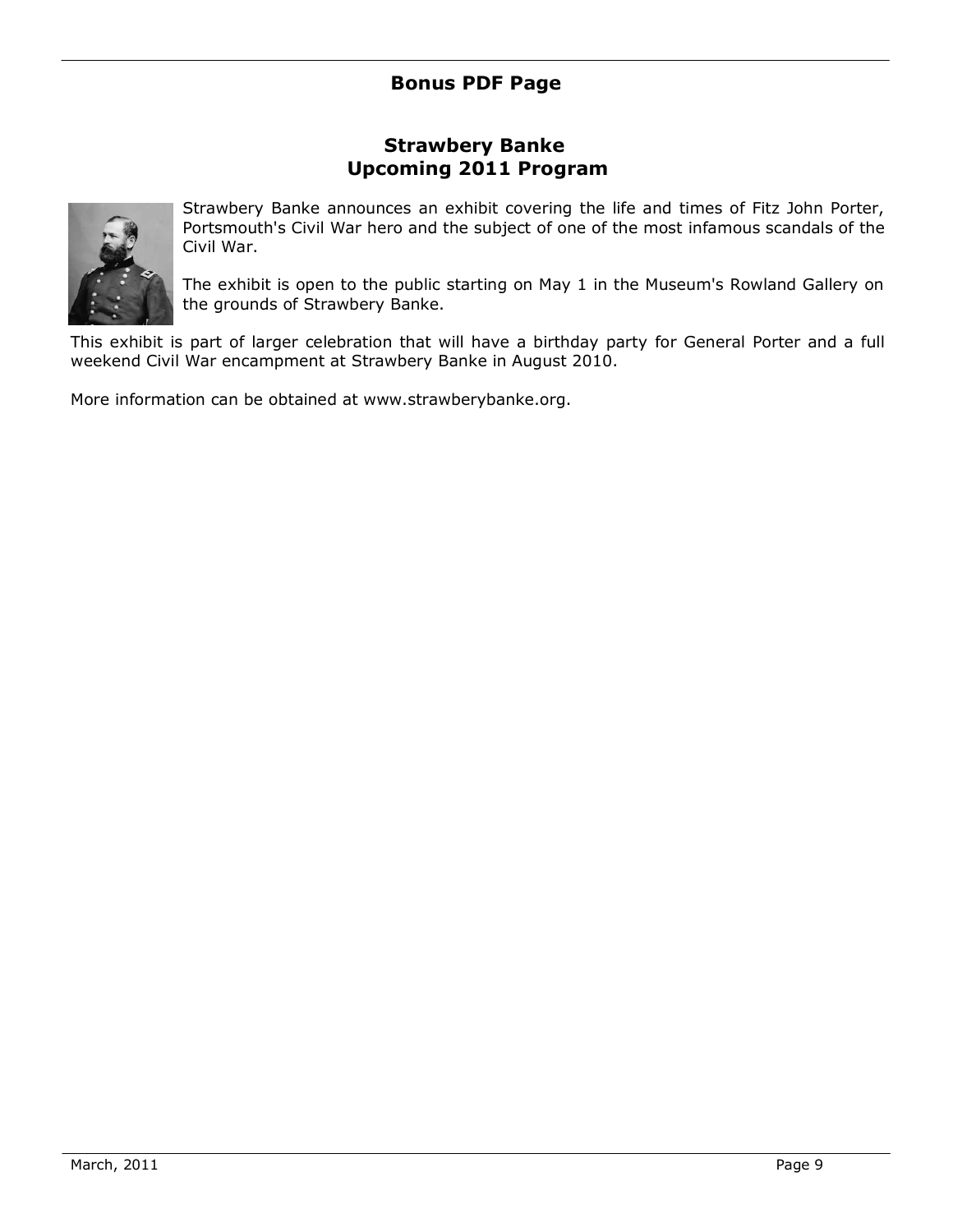## Bonus PDF Page

### Strawbery Banke
### Upcoming 2011 Program

Strawbery Banke announces an exhibit covering the life and times of Fitz John Porter, Portsmouth's Civil War hero and the subject of one of the most infamous scandals of the Civil War.

The exhibit is open to the public starting on May 1 in the Museum's Rowland Gallery on the grounds of Strawbery Banke.

This exhibit is part of larger celebration that will have a birthday party for General Porter and a full weekend Civil War encampment at Strawbery Banke in August 2010.

More information can be obtained at www.strawberybanke.org.